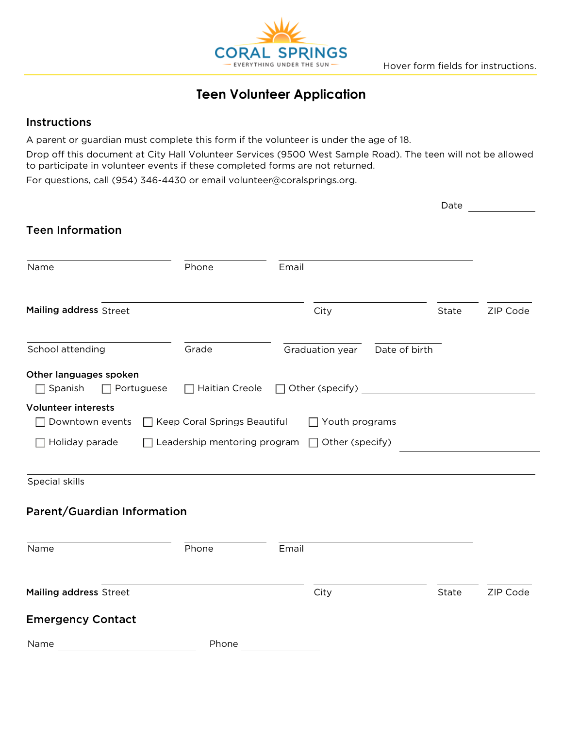CORAL SPRINGS
EVERYTHING UNDER THE SUN

Hover form fields for instructions.

# Teen Volunteer Application

## Instructions

A parent or guardian must complete this form if the volunteer is under the age of 18.

Drop off this document at City Hall Volunteer Services (9500 West Sample Road). The teen will not be allowed to participate in volunteer events if these completed forms are not returned.

For questions, call (954) 346-4430 or email volunteer@coralsprings.org.

Date ____________

## Teen Information

Name ____________ Phone ____________ Email ____________

**Mailing address** Street ____________ City ____________ State ____________ ZIP Code ____________

School attending ____________ Grade ____________ Graduation year ____________ Date of birth ____________

**Other languages spoken**

- ☐ Spanish
- ☐ Portuguese
- ☐ Haitian Creole
- ☐ Other (specify) ____________

**Volunteer interests**

- ☐ Downtown events
- ☐ Keep Coral Springs Beautiful
- ☐ Youth programs
- ☐ Holiday parade
- ☐ Leadership mentoring program
- ☐ Other (specify) ____________

Special skills ____________

## Parent/Guardian Information

Name ____________ Phone ____________ Email ____________

**Mailing address** Street ____________ City ____________ State ____________ ZIP Code ____________

## Emergency Contact

Name ____________ Phone ____________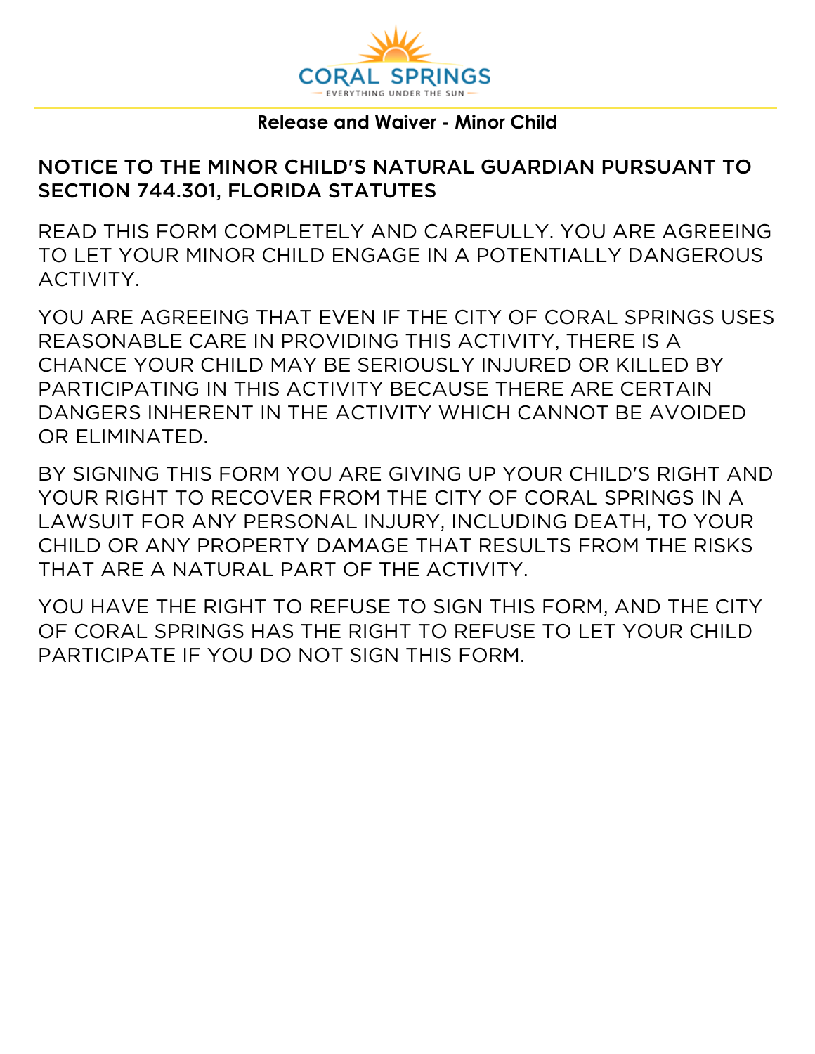CORAL SPRINGS
EVERYTHING UNDER THE SUN

## Release and Waiver - Minor Child

### NOTICE TO THE MINOR CHILD'S NATURAL GUARDIAN PURSUANT TO SECTION 744.301, FLORIDA STATUTES

READ THIS FORM COMPLETELY AND CAREFULLY. YOU ARE AGREEING TO LET YOUR MINOR CHILD ENGAGE IN A POTENTIALLY DANGEROUS ACTIVITY.

YOU ARE AGREEING THAT EVEN IF THE CITY OF CORAL SPRINGS USES REASONABLE CARE IN PROVIDING THIS ACTIVITY, THERE IS A CHANCE YOUR CHILD MAY BE SERIOUSLY INJURED OR KILLED BY PARTICIPATING IN THIS ACTIVITY BECAUSE THERE ARE CERTAIN DANGERS INHERENT IN THE ACTIVITY WHICH CANNOT BE AVOIDED OR ELIMINATED.

BY SIGNING THIS FORM YOU ARE GIVING UP YOUR CHILD'S RIGHT AND YOUR RIGHT TO RECOVER FROM THE CITY OF CORAL SPRINGS IN A LAWSUIT FOR ANY PERSONAL INJURY, INCLUDING DEATH, TO YOUR CHILD OR ANY PROPERTY DAMAGE THAT RESULTS FROM THE RISKS THAT ARE A NATURAL PART OF THE ACTIVITY.

YOU HAVE THE RIGHT TO REFUSE TO SIGN THIS FORM, AND THE CITY OF CORAL SPRINGS HAS THE RIGHT TO REFUSE TO LET YOUR CHILD PARTICIPATE IF YOU DO NOT SIGN THIS FORM.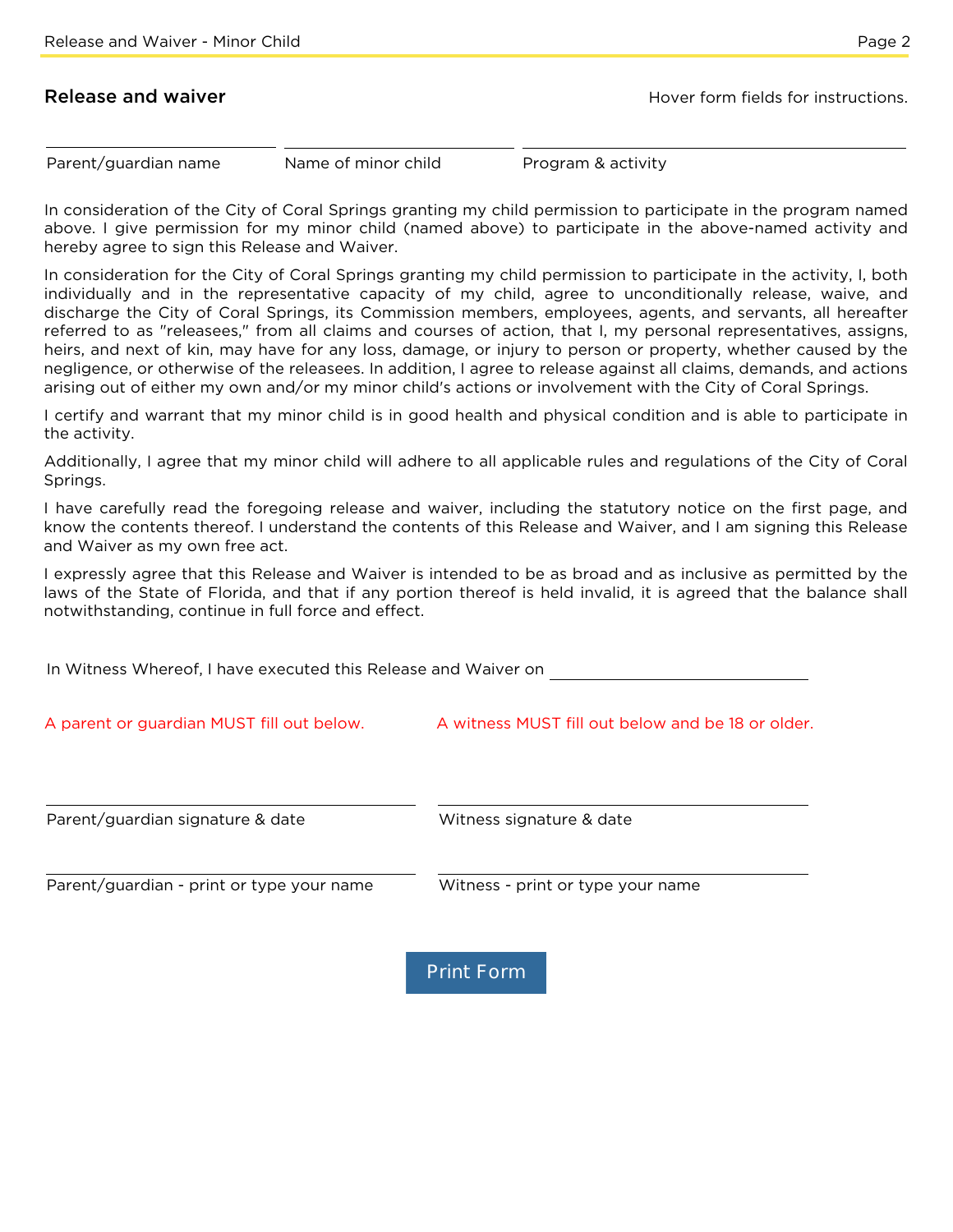## Release and waiver

Hover form fields for instructions.

Parent/guardian name ____________________ Name of minor child ____________________ Program & activity ____________________

In consideration of the City of Coral Springs granting my child permission to participate in the program named above. I give permission for my minor child (named above) to participate in the above-named activity and hereby agree to sign this Release and Waiver.

In consideration for the City of Coral Springs granting my child permission to participate in the activity, I, both individually and in the representative capacity of my child, agree to unconditionally release, waive, and discharge the City of Coral Springs, its Commission members, employees, agents, and servants, all hereafter referred to as "releasees," from all claims and courses of action, that I, my personal representatives, assigns, heirs, and next of kin, may have for any loss, damage, or injury to person or property, whether caused by the negligence, or otherwise of the releasees. In addition, I agree to release against all claims, demands, and actions arising out of either my own and/or my minor child's actions or involvement with the City of Coral Springs.

I certify and warrant that my minor child is in good health and physical condition and is able to participate in the activity.

Additionally, I agree that my minor child will adhere to all applicable rules and regulations of the City of Coral Springs.

I have carefully read the foregoing release and waiver, including the statutory notice on the first page, and know the contents thereof. I understand the contents of this Release and Waiver, and I am signing this Release and Waiver as my own free act.

I expressly agree that this Release and Waiver is intended to be as broad and as inclusive as permitted by the laws of the State of Florida, and that if any portion thereof is held invalid, it is agreed that the balance shall notwithstanding, continue in full force and effect.

In Witness Whereof, I have executed this Release and Waiver on ____________________

A parent or guardian MUST fill out below.

Parent/guardian signature & date ____________________

Parent/guardian - print or type your name ____________________

A witness MUST fill out below and be 18 or older.

Witness signature & date ____________________

Witness - print or type your name ____________________

Print Form